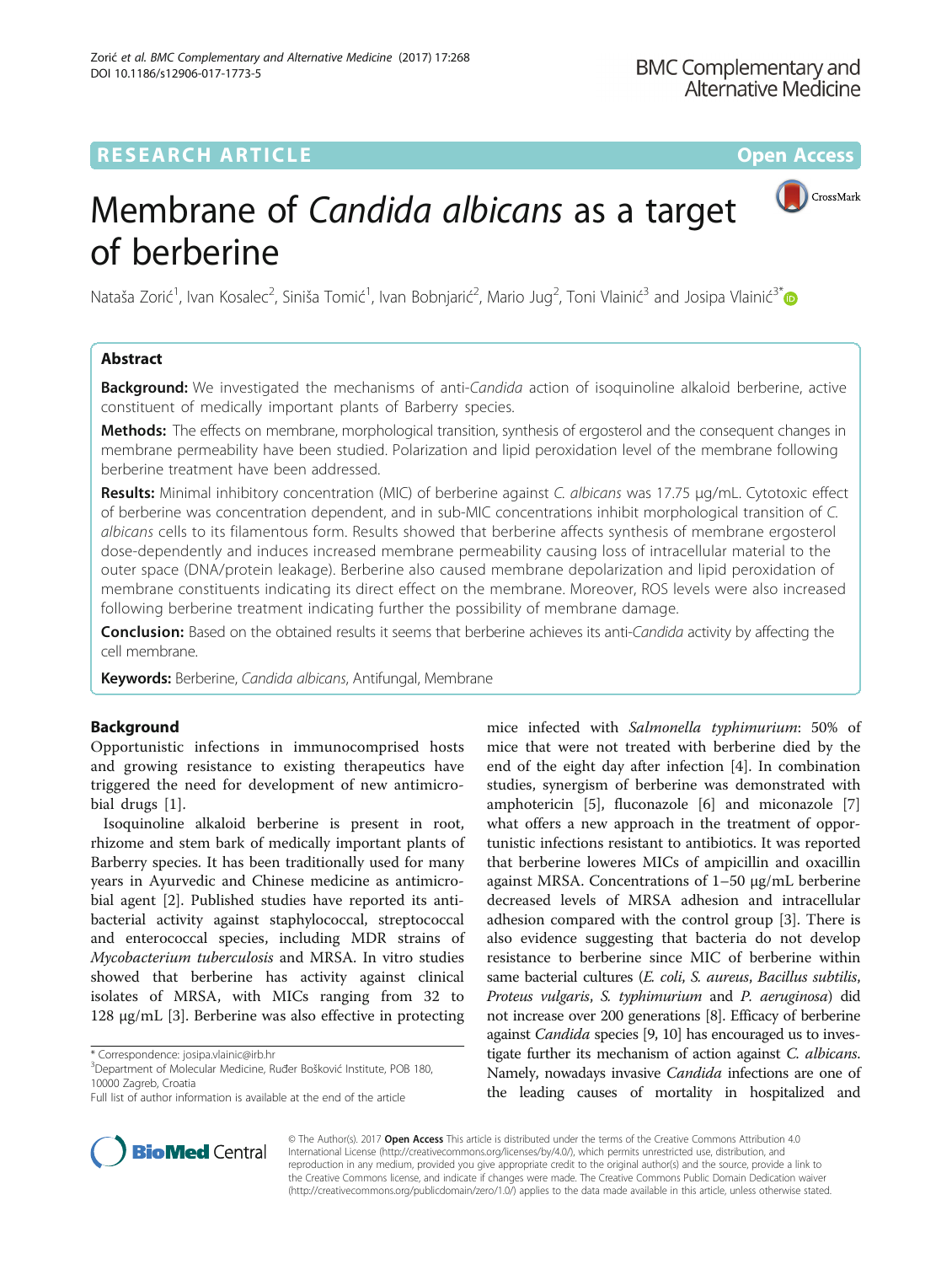RESEARCH ARTICLE

Open Access

# Membrane of *Candida albicans* as a target of berberine

Nataša Zorić[1], Ivan Kosalec[2], Siniša Tomić[1], Ivan Bobnjarić[2], Mario Jug[2], Toni Vlainić[3] and Josipa Vlainić[3*]

## Abstract

**Background:** We investigated the mechanisms of anti-*Candida* action of isoquinoline alkaloid berberine, active constituent of medically important plants of Barberry species.

**Methods:** The effects on membrane, morphological transition, synthesis of ergosterol and the consequent changes in membrane permeability have been studied. Polarization and lipid peroxidation level of the membrane following berberine treatment have been addressed.

**Results:** Minimal inhibitory concentration (MIC) of berberine against *C. albicans* was 17.75 μg/mL. Cytotoxic effect of berberine was concentration dependent, and in sub-MIC concentrations inhibit morphological transition of *C. albicans* cells to its filamentous form. Results showed that berberine affects synthesis of membrane ergosterol dose-dependently and induces increased membrane permeability causing loss of intracellular material to the outer space (DNA/protein leakage). Berberine also caused membrane depolarization and lipid peroxidation of membrane constituents indicating its direct effect on the membrane. Moreover, ROS levels were also increased following berberine treatment indicating further the possibility of membrane damage.

**Conclusion:** Based on the obtained results it seems that berberine achieves its anti-*Candida* activity by affecting the cell membrane.

**Keywords:** Berberine, *Candida albicans*, Antifungal, Membrane

## Background

Opportunistic infections in immunocomprised hosts and growing resistance to existing therapeutics have triggered the need for development of new antimicrobial drugs [1].

Isoquinoline alkaloid berberine is present in root, rhizome and stem bark of medically important plants of Barberry species. It has been traditionally used for many years in Ayurvedic and Chinese medicine as antimicrobial agent [2]. Published studies have reported its antibacterial activity against staphylococcal, streptococcal and enterococcal species, including MDR strains of *Mycobacterium tuberculosis* and MRSA. In vitro studies showed that berberine has activity against clinical isolates of MRSA, with MICs ranging from 32 to 128 μg/mL [3]. Berberine was also effective in protecting mice infected with *Salmonella typhimurium*: 50% of mice that were not treated with berberine died by the end of the eight day after infection [4]. In combination studies, synergism of berberine was demonstrated with amphotericin [5], fluconazole [6] and miconazole [7] what offers a new approach in the treatment of opportunistic infections resistant to antibiotics. It was reported that berberine loweres MICs of ampicillin and oxacillin against MRSA. Concentrations of 1–50 μg/mL berberine decreased levels of MRSA adhesion and intracellular adhesion compared with the control group [3]. There is also evidence suggesting that bacteria do not develop resistance to berberine since MIC of berberine within same bacterial cultures (*E. coli*, *S. aureus*, *Bacillus subtilis*, *Proteus vulgaris*, *S. typhimurium* and *P. aeruginosa*) did not increase over 200 generations [8]. Efficacy of berberine against *Candida* species [9, 10] has encouraged us to investigate further its mechanism of action against *C. albicans*. Namely, nowadays invasive *Candida* infections are one of the leading causes of mortality in hospitalized and

\* Correspondence: josipa.vlainic@irb.hr
[3]Department of Molecular Medicine, Ruđer Bošković Institute, POB 180, 10000 Zagreb, Croatia
Full list of author information is available at the end of the article

© The Author(s). 2017 **Open Access** This article is distributed under the terms of the Creative Commons Attribution 4.0 International License (http://creativecommons.org/licenses/by/4.0/), which permits unrestricted use, distribution, and reproduction in any medium, provided you give appropriate credit to the original author(s) and the source, provide a link to the Creative Commons license, and indicate if changes were made. The Creative Commons Public Domain Dedication waiver (http://creativecommons.org/publicdomain/zero/1.0/) applies to the data made available in this article, unless otherwise stated.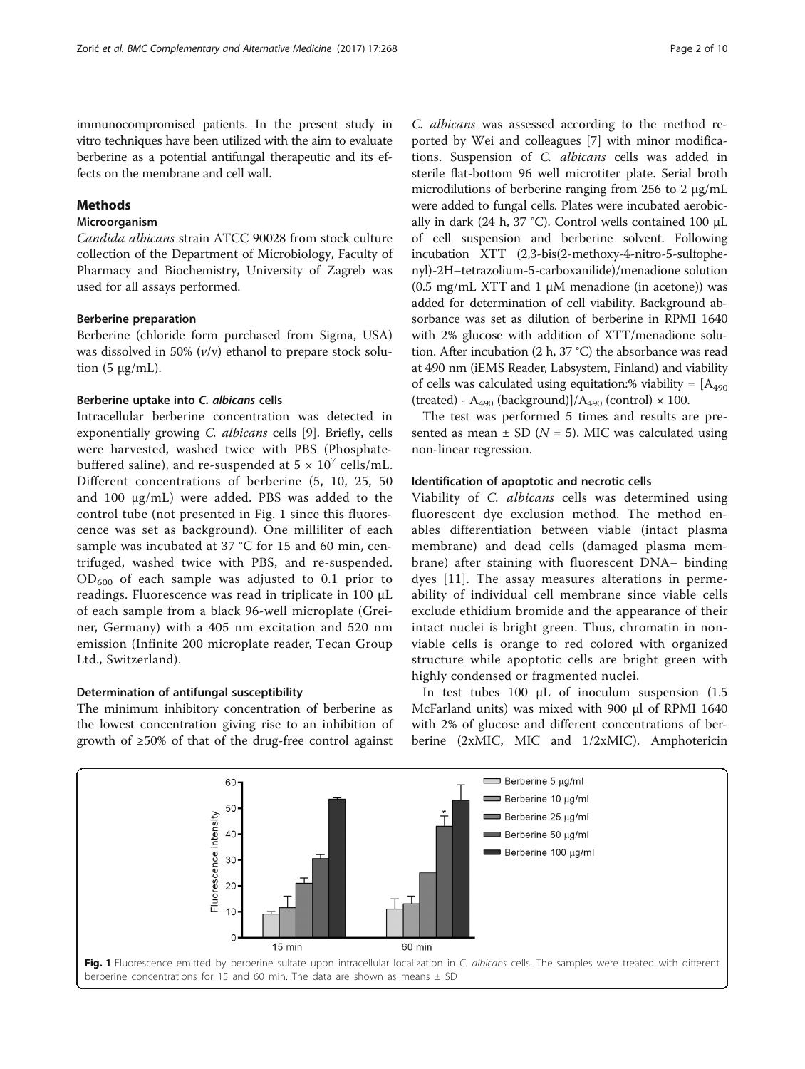immunocompromised patients. In the present study in vitro techniques have been utilized with the aim to evaluate berberine as a potential antifungal therapeutic and its effects on the membrane and cell wall.

## Methods

### Microorganism

*Candida albicans* strain ATCC 90028 from stock culture collection of the Department of Microbiology, Faculty of Pharmacy and Biochemistry, University of Zagreb was used for all assays performed.

### Berberine preparation

Berberine (chloride form purchased from Sigma, USA) was dissolved in 50% (*v*/v) ethanol to prepare stock solution (5 μg/mL).

### Berberine uptake into *C. albicans* cells

Intracellular berberine concentration was detected in exponentially growing *C. albicans* cells [9]. Briefly, cells were harvested, washed twice with PBS (Phosphate-buffered saline), and re-suspended at $5 \times 10^7$ cells/mL. Different concentrations of berberine (5, 10, 25, 50 and 100 μg/mL) were added. PBS was added to the control tube (not presented in Fig. 1 since this fluorescence was set as background). One milliliter of each sample was incubated at 37 °C for 15 and 60 min, centrifuged, washed twice with PBS, and re-suspended. $OD_{600}$ of each sample was adjusted to 0.1 prior to readings. Fluorescence was read in triplicate in 100 μL of each sample from a black 96-well microplate (Greiner, Germany) with a 405 nm excitation and 520 nm emission (Infinite 200 microplate reader, Tecan Group Ltd., Switzerland).

### Determination of antifungal susceptibility

The minimum inhibitory concentration of berberine as the lowest concentration giving rise to an inhibition of growth of ≥50% of that of the drug-free control against *C. albicans* was assessed according to the method reported by Wei and colleagues [7] with minor modifications. Suspension of *C. albicans* cells was added in sterile flat-bottom 96 well microtiter plate. Serial broth microdilutions of berberine ranging from 256 to 2 μg/mL were added to fungal cells. Plates were incubated aerobically in dark (24 h, 37 °C). Control wells contained 100 μL of cell suspension and berberine solvent. Following incubation XTT (2,3-bis(2-methoxy-4-nitro-5-sulfophenyl)-2H–tetrazolium-5-carboxanilide)/menadione solution (0.5 mg/mL XTT and 1 μM menadione (in acetone)) was added for determination of cell viability. Background absorbance was set as dilution of berberine in RPMI 1640 with 2% glucose with addition of XTT/menadione solution. After incubation (2 h, 37 °C) the absorbance was read at 490 nm (iEMS Reader, Labsystem, Finland) and viability of cells was calculated using equitation:% viability = $[A_{490}$ (treated) - $A_{490}$ (background)]/$A_{490}$ (control) × 100.

The test was performed 5 times and results are presented as mean ± SD ($N = 5$). MIC was calculated using non-linear regression.

### Identification of apoptotic and necrotic cells

Viability of *C. albicans* cells was determined using fluorescent dye exclusion method. The method enables differentiation between viable (intact plasma membrane) and dead cells (damaged plasma membrane) after staining with fluorescent DNA– binding dyes [11]. The assay measures alterations in permeability of individual cell membrane since viable cells exclude ethidium bromide and the appearance of their intact nuclei is bright green. Thus, chromatin in non-viable cells is orange to red colored with organized structure while apoptotic cells are bright green with highly condensed or fragmented nuclei.

In test tubes 100 μL of inoculum suspension (1.5 McFarland units) was mixed with 900 μl of RPMI 1640 with 2% of glucose and different concentrations of berberine (2xMIC, MIC and 1/2xMIC). Amphotericin

**Fig. 1** Fluorescence emitted by berberine sulfate upon intracellular localization in *C. albicans* cells. The samples were treated with different berberine concentrations for 15 and 60 min. The data are shown as means ± SD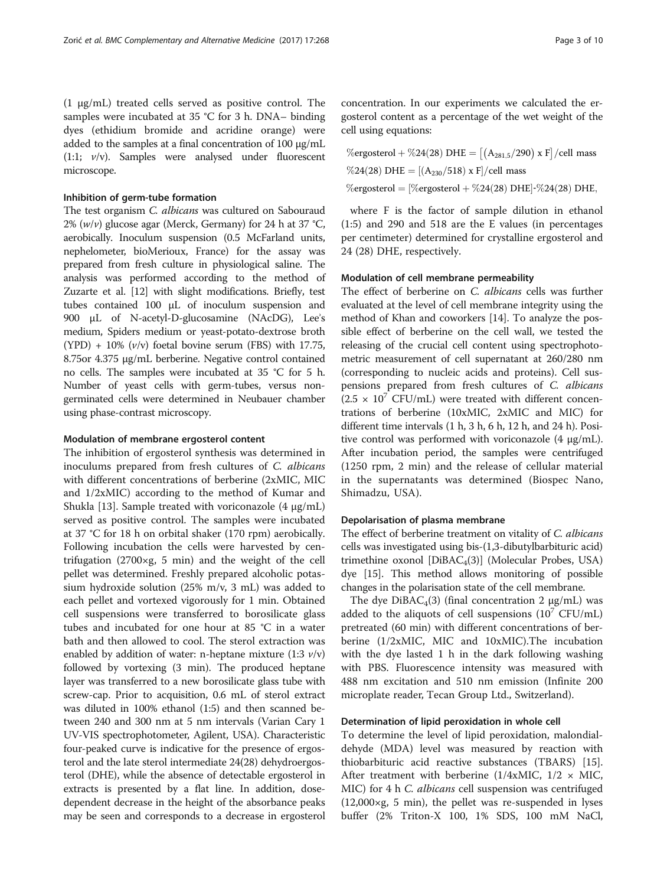(1 μg/mL) treated cells served as positive control. The samples were incubated at 35 °C for 3 h. DNA– binding dyes (ethidium bromide and acridine orange) were added to the samples at a final concentration of 100 μg/mL (1:1; *v*/v). Samples were analysed under fluorescent microscope.

### Inhibition of germ-tube formation

The test organism *C. albicans* was cultured on Sabouraud 2% (*w*/*v*) glucose agar (Merck, Germany) for 24 h at 37 °C, aerobically. Inoculum suspension (0.5 McFarland units, nephelometer, bioMerioux, France) for the assay was prepared from fresh culture in physiological saline. The analysis was performed according to the method of Zuzarte et al. [12] with slight modifications. Briefly, test tubes contained 100 μL of inoculum suspension and 900 μL of N-acetyl-D-glucosamine (NAcDG), Lee's medium, Spiders medium or yeast-potato-dextrose broth (YPD) + 10% (*v*/v) foetal bovine serum (FBS) with 17.75, 8.75or 4.375 μg/mL berberine. Negative control contained no cells. The samples were incubated at 35 °C for 5 h. Number of yeast cells with germ-tubes, versus non-germinated cells were determined in Neubauer chamber using phase-contrast microscopy.

### Modulation of membrane ergosterol content

The inhibition of ergosterol synthesis was determined in inoculums prepared from fresh cultures of *C. albicans* with different concentrations of berberine (2xMIC, MIC and 1/2xMIC) according to the method of Kumar and Shukla [13]. Sample treated with voriconazole (4 μg/mL) served as positive control. The samples were incubated at 37 °C for 18 h on orbital shaker (170 rpm) aerobically. Following incubation the cells were harvested by centrifugation (2700×g, 5 min) and the weight of the cell pellet was determined. Freshly prepared alcoholic potassium hydroxide solution (25% m/v, 3 mL) was added to each pellet and vortexed vigorously for 1 min. Obtained cell suspensions were transferred to borosilicate glass tubes and incubated for one hour at 85 °C in a water bath and then allowed to cool. The sterol extraction was enabled by addition of water: n-heptane mixture (1:3 *v*/v) followed by vortexing (3 min). The produced heptane layer was transferred to a new borosilicate glass tube with screw-cap. Prior to acquisition, 0.6 mL of sterol extract was diluted in 100% ethanol (1:5) and then scanned between 240 and 300 nm at 5 nm intervals (Varian Cary 1 UV-VIS spectrophotometer, Agilent, USA). Characteristic four-peaked curve is indicative for the presence of ergosterol and the late sterol intermediate 24(28) dehydroergosterol (DHE), while the absence of detectable ergosterol in extracts is presented by a flat line. In addition, dose-dependent decrease in the height of the absorbance peaks may be seen and corresponds to a decrease in ergosterol concentration. In our experiments we calculated the ergosterol content as a percentage of the wet weight of the cell using equations:

$$\%\text{ergosterol} + \%24(28)\ \text{DHE} = \left[\left(A_{281,5}/290\right) \text{ x F}\right]/\text{cell mass}$$

$$\%24(28)\ \text{DHE} = \left[\left(A_{230}/518\right) \text{ x F}\right]/\text{cell mass}$$

$$\%\text{ergosterol} = [\%\text{ergosterol} + \%24(28)\ \text{DHE}]\text{-}\%24(28)\ \text{DHE},$$

where F is the factor of sample dilution in ethanol (1:5) and 290 and 518 are the E values (in percentages per centimeter) determined for crystalline ergosterol and 24 (28) DHE, respectively.

### Modulation of cell membrane permeability

The effect of berberine on *C. albicans* cells was further evaluated at the level of cell membrane integrity using the method of Khan and coworkers [14]. To analyze the possible effect of berberine on the cell wall, we tested the releasing of the crucial cell content using spectrophotometric measurement of cell supernatant at 260/280 nm (corresponding to nucleic acids and proteins). Cell suspensions prepared from fresh cultures of *C. albicans* ($2.5 \times 10^7$ CFU/mL) were treated with different concentrations of berberine (10xMIC, 2xMIC and MIC) for different time intervals (1 h, 3 h, 6 h, 12 h, and 24 h). Positive control was performed with voriconazole (4 μg/mL). After incubation period, the samples were centrifuged (1250 rpm, 2 min) and the release of cellular material in the supernatants was determined (Biospec Nano, Shimadzu, USA).

### Depolarisation of plasma membrane

The effect of berberine treatment on vitality of *C. albicans* cells was investigated using bis-(1,3-dibutylbarbituric acid) trimethine oxonol [$DiBAC_4(3)$] (Molecular Probes, USA) dye [15]. This method allows monitoring of possible changes in the polarisation state of the cell membrane.

The dye $DiBAC_4(3)$ (final concentration 2 μg/mL) was added to the aliquots of cell suspensions ($10^7$ CFU/mL) pretreated (60 min) with different concentrations of berberine (1/2xMIC, MIC and 10xMIC).The incubation with the dye lasted 1 h in the dark following washing with PBS. Fluorescence intensity was measured with 488 nm excitation and 510 nm emission (Infinite 200 microplate reader, Tecan Group Ltd., Switzerland).

### Determination of lipid peroxidation in whole cell

To determine the level of lipid peroxidation, malondialdehyde (MDA) level was measured by reaction with thiobarbituric acid reactive substances (TBARS) [15]. After treatment with berberine (1/4xMIC, 1/2 × MIC, MIC) for 4 h *C. albicans* cell suspension was centrifuged (12,000×g, 5 min), the pellet was re-suspended in lyses buffer (2% Triton-X 100, 1% SDS, 100 mM NaCl,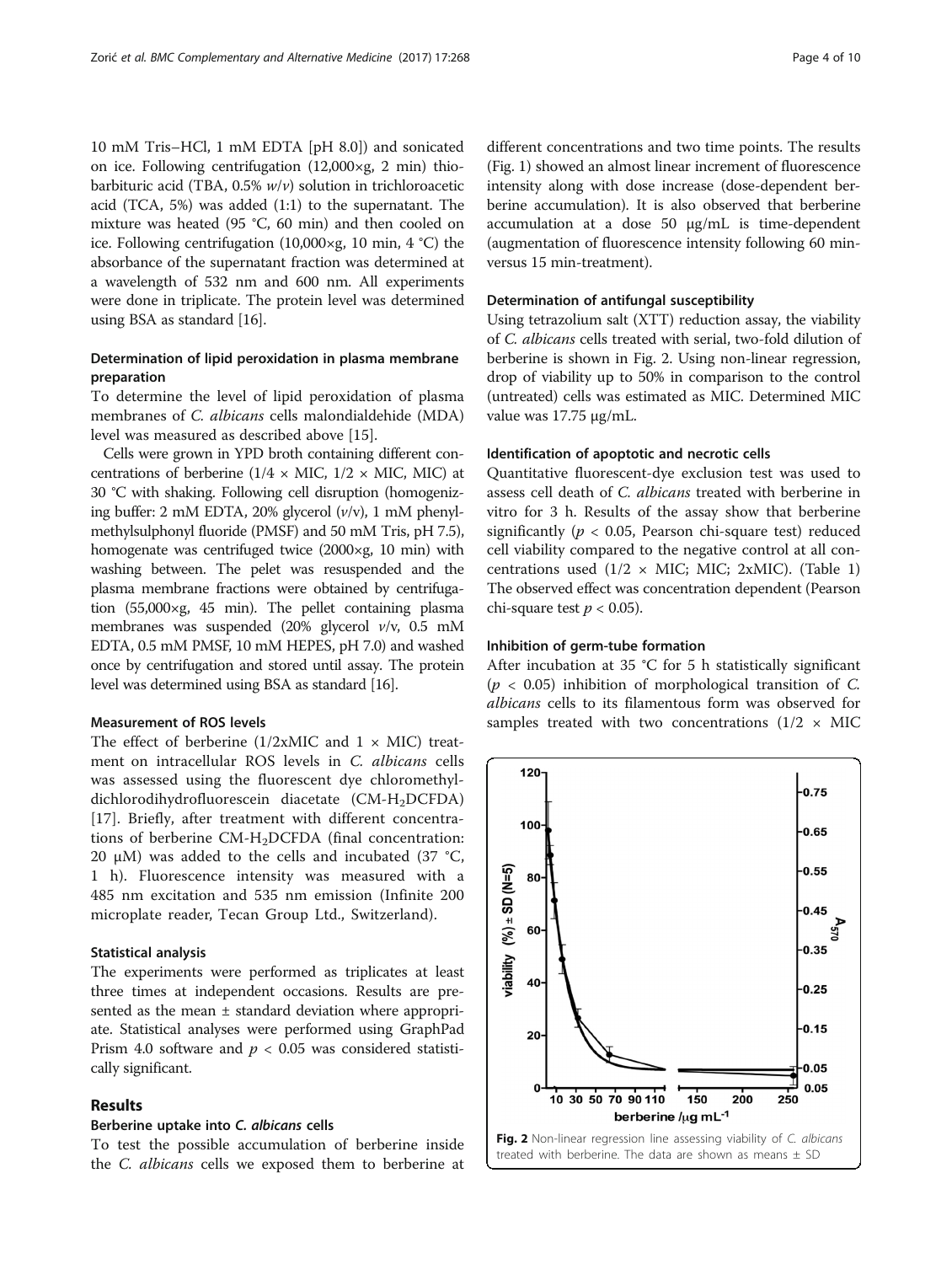10 mM Tris–HCl, 1 mM EDTA [pH 8.0]) and sonicated on ice. Following centrifugation (12,000×g, 2 min) thiobarbituric acid (TBA, 0.5% *w*/*v*) solution in trichloroacetic acid (TCA, 5%) was added (1:1) to the supernatant. The mixture was heated (95 °C, 60 min) and then cooled on ice. Following centrifugation (10,000×g, 10 min, 4 °C) the absorbance of the supernatant fraction was determined at a wavelength of 532 nm and 600 nm. All experiments were done in triplicate. The protein level was determined using BSA as standard [16].

### Determination of lipid peroxidation in plasma membrane preparation

To determine the level of lipid peroxidation of plasma membranes of *C. albicans* cells malondialdehide (MDA) level was measured as described above [15].

Cells were grown in YPD broth containing different concentrations of berberine (1/4 × MIC, 1/2 × MIC, MIC) at 30 °C with shaking. Following cell disruption (homogenizing buffer: 2 mM EDTA, 20% glycerol (*v*/*v*), 1 mM phenylmethylsulphonyl fluoride (PMSF) and 50 mM Tris, pH 7.5), homogenate was centrifuged twice (2000×g, 10 min) with washing between. The pelet was resuspended and the plasma membrane fractions were obtained by centrifugation (55,000×g, 45 min). The pellet containing plasma membranes was suspended (20% glycerol *v*/v, 0.5 mM EDTA, 0.5 mM PMSF, 10 mM HEPES, pH 7.0) and washed once by centrifugation and stored until assay. The protein level was determined using BSA as standard [16].

### Measurement of ROS levels

The effect of berberine (1/2xMIC and 1 × MIC) treatment on intracellular ROS levels in *C. albicans* cells was assessed using the fluorescent dye chloromethyldichlorodihydrofluorescein diacetate (CM-$H_2$DCFDA) [17]. Briefly, after treatment with different concentrations of berberine CM-$H_2$DCFDA (final concentration: 20 μM) was added to the cells and incubated (37 °C, 1 h). Fluorescence intensity was measured with a 485 nm excitation and 535 nm emission (Infinite 200 microplate reader, Tecan Group Ltd., Switzerland).

### Statistical analysis

The experiments were performed as triplicates at least three times at independent occasions. Results are presented as the mean ± standard deviation where appropriate. Statistical analyses were performed using GraphPad Prism 4.0 software and $p < 0.05$ was considered statistically significant.

## Results

### Berberine uptake into *C. albicans* cells

To test the possible accumulation of berberine inside the *C. albicans* cells we exposed them to berberine at different concentrations and two time points. The results (Fig. 1) showed an almost linear increment of fluorescence intensity along with dose increase (dose-dependent berberine accumulation). It is also observed that berberine accumulation at a dose 50 μg/mL is time-dependent (augmentation of fluorescence intensity following 60 min-versus 15 min-treatment).

### Determination of antifungal susceptibility

Using tetrazolium salt (XTT) reduction assay, the viability of *C. albicans* cells treated with serial, two-fold dilution of berberine is shown in Fig. 2. Using non-linear regression, drop of viability up to 50% in comparison to the control (untreated) cells was estimated as MIC. Determined MIC value was 17.75 μg/mL.

### Identification of apoptotic and necrotic cells

Quantitative fluorescent-dye exclusion test was used to assess cell death of *C. albicans* treated with berberine in vitro for 3 h. Results of the assay show that berberine significantly ($p < 0.05$, Pearson chi-square test) reduced cell viability compared to the negative control at all concentrations used (1/2 × MIC; MIC; 2xMIC). (Table 1) The observed effect was concentration dependent (Pearson chi-square test $p < 0.05$).

### Inhibition of germ-tube formation

After incubation at 35 °C for 5 h statistically significant ($p < 0.05$) inhibition of morphological transition of *C. albicans* cells to its filamentous form was observed for samples treated with two concentrations (1/2 × MIC

**Fig. 2** Non-linear regression line assessing viability of *C. albicans* treated with berberine. The data are shown as means ± SD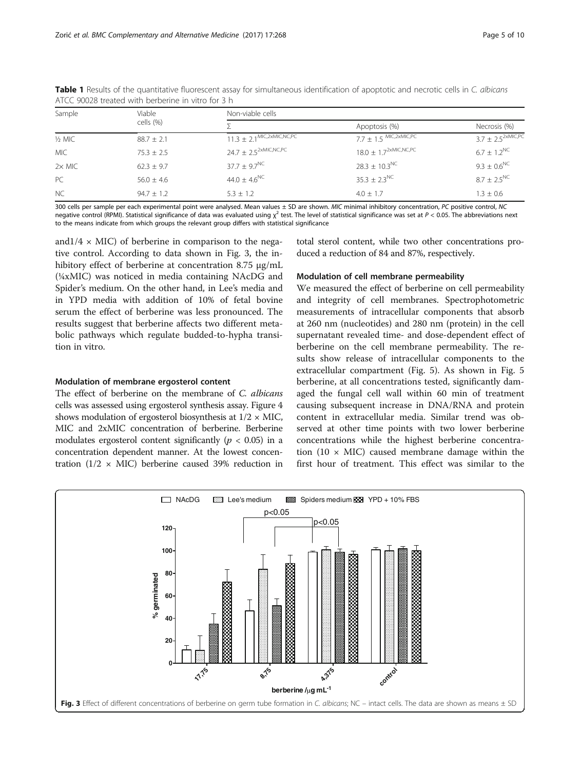**Table 1** Results of the quantitative fluorescent assay for simultaneous identification of apoptotic and necrotic cells in *C. albicans* ATCC 90028 treated with berberine in vitro for 3 h

| Sample | Viable cells (%) | Non-viable cells | | |
|---|---|---|---|---|
| | | Σ | Apoptosis (%) | Necrosis (%) |
| ½ MIC | 88.7 ± 2.1 | 11.3 ± 2.1[MIC,2xMIC,NC,PC] | 7.7 ± 1.5 [MIC,2xMIC,PC] | 3.7 ± 2.5[2xMIC,PC] |
| MIC | 75.3 ± 2.5 | 24.7 ± 2.5[2xMIC,NC,PC] | 18.0 ± 1.7[2xMIC,NC,PC] | 6.7 ± 1.2[NC] |
| 2× MIC | 62.3 ± 9.7 | 37.7 ± 9.7[NC] | 28.3 ± 10.3[NC] | 9.3 ± 0.6[NC] |
| PC | 56.0 ± 4.6 | 44.0 ± 4.6[NC] | 35.3 ± 2.3[NC] | 8.7 ± 2.5[NC] |
| NC | 94.7 ± 1.2 | 5.3 ± 1.2 | 4.0 ± 1.7 | 1.3 ± 0.6 |

300 cells per sample per each experimental point were analysed. Mean values ± SD are shown. *MIC* minimal inhibitory concentration, *PC* positive control, *NC* negative control (RPMI). Statistical significance of data was evaluated using $\chi^2$ test. The level of statistical significance was set at $P < 0.05$. The abbreviations next to the means indicate from which groups the relevant group differs with statistical significance

and1/4 × MIC) of berberine in comparison to the negative control. According to data shown in Fig. 3, the inhibitory effect of berberine at concentration 8.75 μg/mL (¼xMIC) was noticed in media containing NAcDG and Spider's medium. On the other hand, in Lee's media and in YPD media with addition of 10% of fetal bovine serum the effect of berberine was less pronounced. The results suggest that berberine affects two different metabolic pathways which regulate budded-to-hypha transition in vitro.

#### Modulation of membrane ergosterol content

The effect of berberine on the membrane of *C. albicans* cells was assessed using ergosterol synthesis assay. Figure 4 shows modulation of ergosterol biosynthesis at 1/2 × MIC, MIC and 2xMIC concentration of berberine. Berberine modulates ergosterol content significantly ($p < 0.05$) in a concentration dependent manner. At the lowest concentration (1/2 × MIC) berberine caused 39% reduction in total sterol content, while two other concentrations produced a reduction of 84 and 87%, respectively.

#### Modulation of cell membrane permeability

We measured the effect of berberine on cell permeability and integrity of cell membranes. Spectrophotometric measurements of intracellular components that absorb at 260 nm (nucleotides) and 280 nm (protein) in the cell supernatant revealed time- and dose-dependent effect of berberine on the cell membrane permeability. The results show release of intracellular components to the extracellular compartment (Fig. 5). As shown in Fig. 5 berberine, at all concentrations tested, significantly damaged the fungal cell wall within 60 min of treatment causing subsequent increase in DNA/RNA and protein content in extracellular media. Similar trend was observed at other time points with two lower berberine concentrations while the highest berberine concentration (10 × MIC) caused membrane damage within the first hour of treatment. This effect was similar to the

**Fig. 3** Effect of different concentrations of berberine on germ tube formation in *C. albicans*; NC – intact cells. The data are shown as means ± SD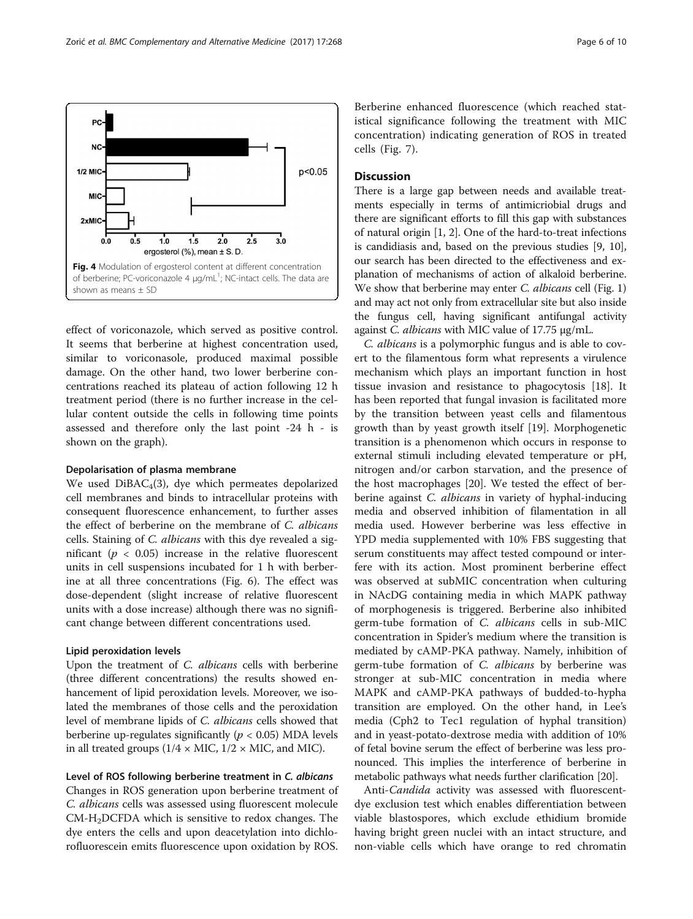Fig. 4 Modulation of ergosterol content at different concentration of berberine; PC-voriconazole 4 μg/mL[1]; NC-intact cells. The data are shown as means ± SD

effect of voriconazole, which served as positive control. It seems that berberine at highest concentration used, similar to voriconasole, produced maximal possible damage. On the other hand, two lower berberine concentrations reached its plateau of action following 12 h treatment period (there is no further increase in the cellular content outside the cells in following time points assessed and therefore only the last point -24 h - is shown on the graph).

#### Depolarisation of plasma membrane

We used $DiBAC_4(3)$, dye which permeates depolarized cell membranes and binds to intracellular proteins with consequent fluorescence enhancement, to further asses the effect of berberine on the membrane of *C. albicans* cells. Staining of *C. albicans* with this dye revealed a significant ($p < 0.05$) increase in the relative fluorescent units in cell suspensions incubated for 1 h with berberine at all three concentrations (Fig. 6). The effect was dose-dependent (slight increase of relative fluorescent units with a dose increase) although there was no significant change between different concentrations used.

#### Lipid peroxidation levels

Upon the treatment of *C. albicans* cells with berberine (three different concentrations) the results showed enhancement of lipid peroxidation levels. Moreover, we isolated the membranes of those cells and the peroxidation level of membrane lipids of *C. albicans* cells showed that berberine up-regulates significantly ($p < 0.05$) MDA levels in all treated groups ($1/4 \times$ MIC, $1/2 \times$ MIC, and MIC).

#### Level of ROS following berberine treatment in *C. albicans*

Changes in ROS generation upon berberine treatment of *C. albicans* cells was assessed using fluorescent molecule CM-$H_2$DCFDA which is sensitive to redox changes. The dye enters the cells and upon deacetylation into dichlorofluorescein emits fluorescence upon oxidation by ROS. Berberine enhanced fluorescence (which reached statistical significance following the treatment with MIC concentration) indicating generation of ROS in treated cells (Fig. 7).

## Discussion

There is a large gap between needs and available treatments especially in terms of antimicriobial drugs and there are significant efforts to fill this gap with substances of natural origin [1, 2]. One of the hard-to-treat infections is candidiasis and, based on the previous studies [9, 10], our search has been directed to the effectiveness and explanation of mechanisms of action of alkaloid berberine. We show that berberine may enter *C. albicans* cell (Fig. 1) and may act not only from extracellular site but also inside the fungus cell, having significant antifungal activity against *C. albicans* with MIC value of 17.75 μg/mL.

*C. albicans* is a polymorphic fungus and is able to covert to the filamentous form what represents a virulence mechanism which plays an important function in host tissue invasion and resistance to phagocytosis [18]. It has been reported that fungal invasion is facilitated more by the transition between yeast cells and filamentous growth than by yeast growth itself [19]. Morphogenetic transition is a phenomenon which occurs in response to external stimuli including elevated temperature or pH, nitrogen and/or carbon starvation, and the presence of the host macrophages [20]. We tested the effect of berberine against *C. albicans* in variety of hyphal-inducing media and observed inhibition of filamentation in all media used. However berberine was less effective in YPD media supplemented with 10% FBS suggesting that serum constituents may affect tested compound or interfere with its action. Most prominent berberine effect was observed at subMIC concentration when culturing in NAcDG containing media in which MAPK pathway of morphogenesis is triggered. Berberine also inhibited germ-tube formation of *C. albicans* cells in sub-MIC concentration in Spider's medium where the transition is mediated by cAMP-PKA pathway. Namely, inhibition of germ-tube formation of *C. albicans* by berberine was stronger at sub-MIC concentration in media where MAPK and cAMP-PKA pathways of budded-to-hypha transition are employed. On the other hand, in Lee's media (Cph2 to Tec1 regulation of hyphal transition) and in yeast-potato-dextrose media with addition of 10% of fetal bovine serum the effect of berberine was less pronounced. This implies the interference of berberine in metabolic pathways what needs further clarification [20].

Anti-*Candida* activity was assessed with fluorescent-dye exclusion test which enables differentiation between viable blastospores, which exclude ethidium bromide having bright green nuclei with an intact structure, and non-viable cells which have orange to red chromatin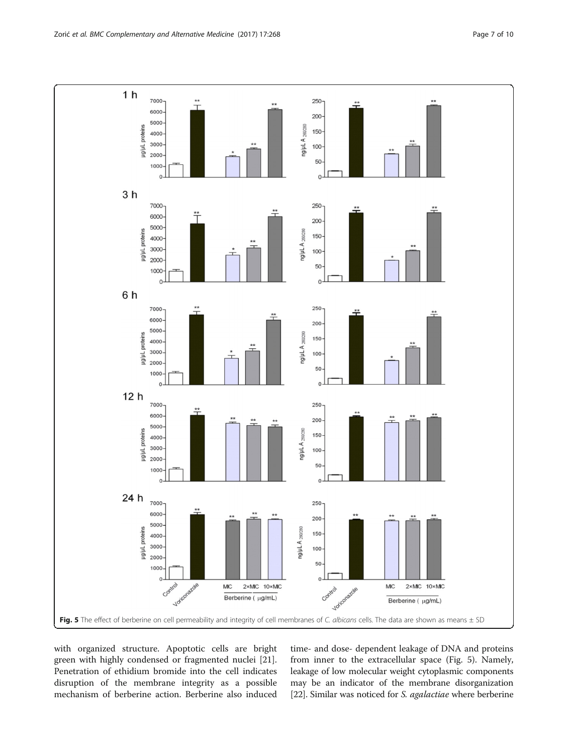Fig. 5 The effect of berberine on cell permeability and integrity of cell membranes of *C. albicans* cells. The data are shown as means ± SD

with organized structure. Apoptotic cells are bright green with highly condensed or fragmented nuclei [21]. Penetration of ethidium bromide into the cell indicates disruption of the membrane integrity as a possible mechanism of berberine action. Berberine also induced time- and dose- dependent leakage of DNA and proteins from inner to the extracellular space (Fig. 5). Namely, leakage of low molecular weight cytoplasmic components may be an indicator of the membrane disorganization [22]. Similar was noticed for *S. agalactiae* where berberine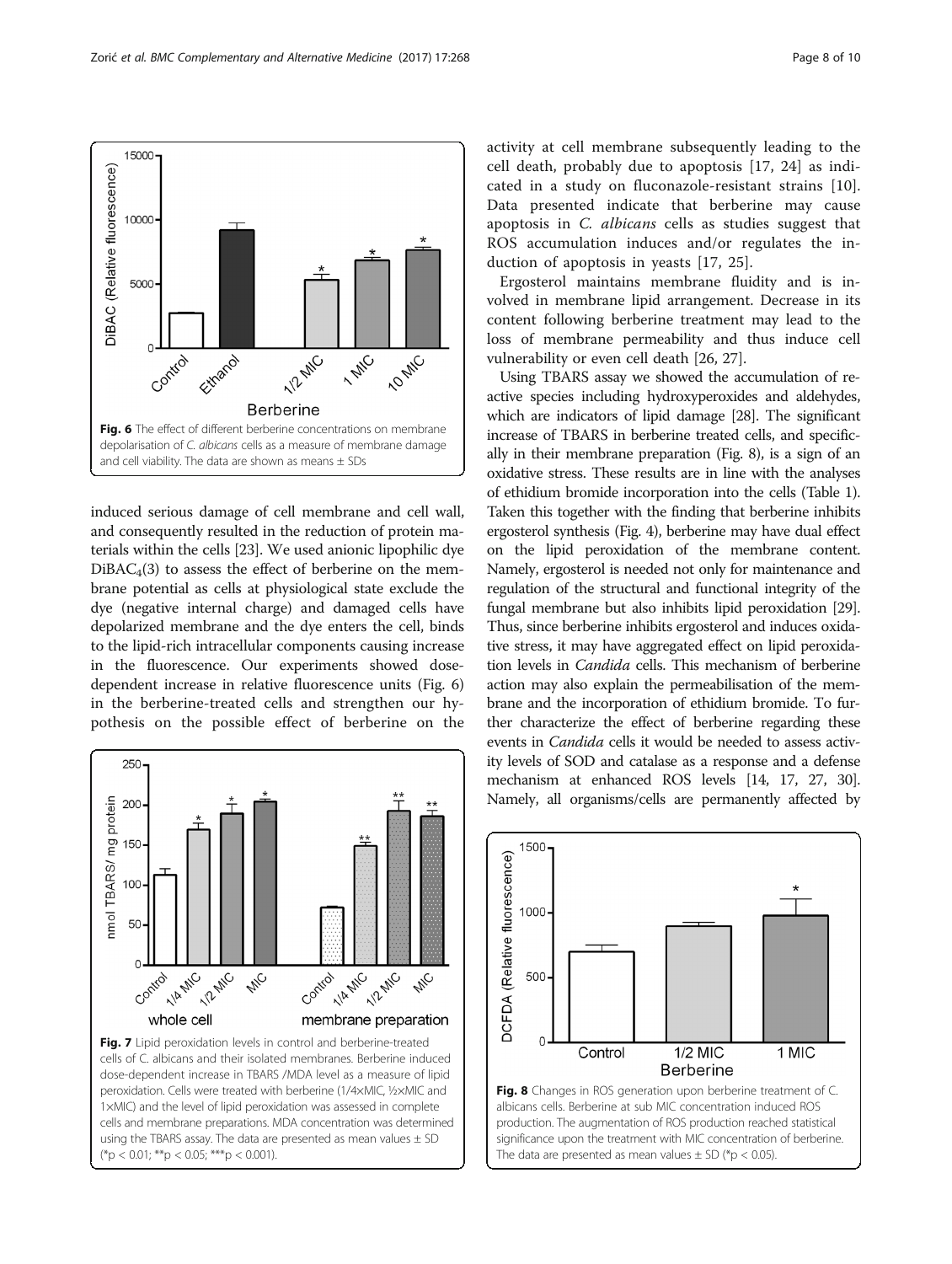induced serious damage of cell membrane and cell wall, and consequently resulted in the reduction of protein materials within the cells [23]. We used anionic lipophilic dye $DiBAC_4(3)$ to assess the effect of berberine on the membrane potential as cells at physiological state exclude the dye (negative internal charge) and damaged cells have depolarized membrane and the dye enters the cell, binds to the lipid-rich intracellular components causing increase in the fluorescence. Our experiments showed dose-dependent increase in relative fluorescence units (Fig. 6) in the berberine-treated cells and strengthen our hypothesis on the possible effect of berberine on the activity at cell membrane subsequently leading to the cell death, probably due to apoptosis [17, 24] as indicated in a study on fluconazole-resistant strains [10]. Data presented indicate that berberine may cause apoptosis in *C. albicans* cells as studies suggest that ROS accumulation induces and/or regulates the induction of apoptosis in yeasts [17, 25].

**Fig. 6** The effect of different berberine concentrations on membrane depolarisation of *C. albicans* cells as a measure of membrane damage and cell viability. The data are shown as means ± SDs

**Fig. 7** Lipid peroxidation levels in control and berberine-treated cells of C. albicans and their isolated membranes. Berberine induced dose-dependent increase in TBARS /MDA level as a measure of lipid peroxidation. Cells were treated with berberine (1/4×MIC, ½×MIC and 1×MIC) and the level of lipid peroxidation was assessed in complete cells and membrane preparations. MDA concentration was determined using the TBARS assay. The data are presented as mean values ± SD (*$p < 0.01$; **$p < 0.05$; ***$p < 0.001$).

Ergosterol maintains membrane fluidity and is involved in membrane lipid arrangement. Decrease in its content following berberine treatment may lead to the loss of membrane permeability and thus induce cell vulnerability or even cell death [26, 27].

Using TBARS assay we showed the accumulation of reactive species including hydroxyperoxides and aldehydes, which are indicators of lipid damage [28]. The significant increase of TBARS in berberine treated cells, and specifically in their membrane preparation (Fig. 8), is a sign of an oxidative stress. These results are in line with the analyses of ethidium bromide incorporation into the cells (Table 1). Taken this together with the finding that berberine inhibits ergosterol synthesis (Fig. 4), berberine may have dual effect on the lipid peroxidation of the membrane content. Namely, ergosterol is needed not only for maintenance and regulation of the structural and functional integrity of the fungal membrane but also inhibits lipid peroxidation [29]. Thus, since berberine inhibits ergosterol and induces oxidative stress, it may have aggregated effect on lipid peroxidation levels in *Candida* cells. This mechanism of berberine action may also explain the permeabilisation of the membrane and the incorporation of ethidium bromide. To further characterize the effect of berberine regarding these events in *Candida* cells it would be needed to assess activity levels of SOD and catalase as a response and a defense mechanism at enhanced ROS levels [14, 17, 27, 30]. Namely, all organisms/cells are permanently affected by

**Fig. 8** Changes in ROS generation upon berberine treatment of C. albicans cells. Berberine at sub MIC concentration induced ROS production. The augmentation of ROS production reached statistical significance upon the treatment with MIC concentration of berberine. The data are presented as mean values ± SD (*$p < 0.05$).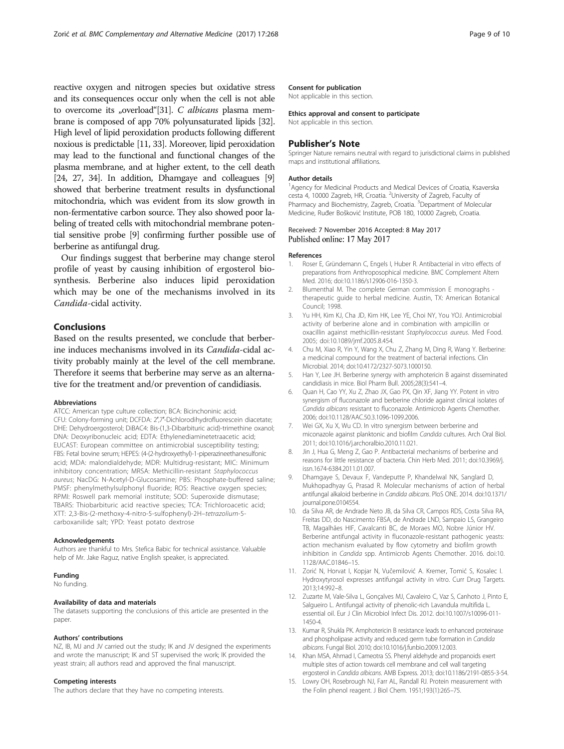reactive oxygen and nitrogen species but oxidative stress and its consequences occur only when the cell is not able to overcome its „overload"[31]. *C albicans* plasma membrane is composed of app 70% polyunsaturated lipids [32]. High level of lipid peroxidation products following different noxious is predictable [11, 33]. Moreover, lipid peroxidation may lead to the functional and functional changes of the plasma membrane, and at higher extent, to the cell death [24, 27, 34]. In addition, Dhamgaye and colleagues [9] showed that berberine treatment results in dysfunctional mitochondria, which was evident from its slow growth in non-fermentative carbon source. They also showed poor labeling of treated cells with mitochondrial membrane potential sensitive probe [9] confirming further possible use of berberine as antifungal drug.

Our findings suggest that berberine may change sterol profile of yeast by causing inhibition of ergosterol biosynthesis. Berberine also induces lipid peroxidation which may be one of the mechanisms involved in its *Candida*-cidal activity.

## Conclusions

Based on the results presented, we conclude that berberine induces mechanisms involved in its *Candida*-cidal activity probably mainly at the level of the cell membrane. Therefore it seems that berberine may serve as an alternative for the treatment and/or prevention of candidiasis.

#### Abbreviations

ATCC: American type culture collection; BCA: Bicinchoninic acid; CFU: Colony-forming unit; DCFDA: 2',7'-Dichlorodihydrofluorescein diacetate; DHE: Dehydroergosterol; DiBAC4: Bis-(1,3-Dibarbituric acid)-trimethine oxanol; DNA: Deoxyribonucleic acid; EDTA: Ethylenediaminetetraacetic acid; EUCAST: European committee on antimicrobial susceptibility testing; FBS: Fetal bovine serum; HEPES: (4-(2-hydroxyethyl)-1-piperazineethanesulfonic acid; MDA: malondialdehyde; MDR: Multidrug-resistant; MIC: Minimum inhibitory concentration; MRSA: Methicillin-resistant *Staphylococcus aureus*; NacDG: N-Acetyl-D-Glucosamine; PBS: Phosphate-buffered saline; PMSF: phenylmethylsulphonyl fluoride; ROS: Reactive oxygen species; RPMI: Roswell park memorial institute; SOD: Superoxide dismutase; TBARS: Thiobarbituric acid reactive species; TCA: Trichloroacetic acid; XTT: 2,3-Bis-(2-methoxy-4-nitro-5-sulfophenyl)-2H–*tetrazolium*-5-carboxanilide salt; YPD: Yeast potato dextrose

#### Acknowledgements

Authors are thankful to Mrs. Stefica Babic for technical assistance. Valuable help of Mr. Jake Raguz, native English speaker, is appreciated.

#### Funding

No funding.

#### Availability of data and materials

The datasets supporting the conclusions of this article are presented in the paper.

#### Authors' contributions

NZ, IB, MJ and JV carried out the study; IK and JV designed the experiments and wrote the manuscript; IK and ST supervised the work; IK provided the yeast strain; all authors read and approved the final manuscript.

#### Competing interests

The authors declare that they have no competing interests.

#### Consent for publication

Not applicable in this section.

#### Ethics approval and consent to participate

Not applicable in this section.

## Publisher's Note

Springer Nature remains neutral with regard to jurisdictional claims in published maps and institutional affiliations.

#### Author details

[1]Agency for Medicinal Products and Medical Devices of Croatia, Ksaverska cesta 4, 10000 Zagreb, HR, Croatia. [2]University of Zagreb, Faculty of Pharmacy and Biochemistry, Zagreb, Croatia. [3]Department of Molecular Medicine, Ruđer Bošković Institute, POB 180, 10000 Zagreb, Croatia.

Received: 7 November 2016 Accepted: 8 May 2017
Published online: 17 May 2017

#### References

1. Roser E, Gründemann C, Engels I, Huber R. Antibacterial in vitro effects of preparations from Anthroposophical medicine. BMC Complement Altern Med. 2016; doi:10.1186/s12906-016-1350-3.
2. Blumenthal M. The complete German commission E monographs - therapeutic guide to herbal medicine. Austin, TX: American Botanical Council; 1998.
3. Yu HH, Kim KJ, Cha JD, Kim HK, Lee YE, Choi NY, You YOJ. Antimicrobial activity of berberine alone and in combination with ampicillin or oxacillin against methicillin-resistant *Staphylococcus aureus*. Med Food. 2005; doi:10.1089/jmf.2005.8.454.
4. Chu M, Xiao R, Yin Y, Wang X, Chu Z, Zhang M, Ding R, Wang Y. Berberine: a medicinal compound for the treatment of bacterial infections. Clin Microbial. 2014; doi:10.4172/2327-5073.1000150.
5. Han Y, Lee JH. Berberine synergy with amphotericin B against disseminated candidiasis in mice. Biol Pharm Bull. 2005;28(3):541–4.
6. Quan H, Cao YY, Xu Z, Zhao JX, Gao PX, Qin XF, Jiang YY. Potent in vitro synergism of fluconazole and berberine chloride against clinical isolates of *Candida albicans* resistant to fluconazole. Antimicrob Agents Chemother. 2006; doi:10.1128/AAC.50.3.1096-1099.2006.
7. Wei GX, Xu X, Wu CD. In vitro synergism between berberine and miconazole against planktonic and biofilm *Candida* cultures. Arch Oral Biol. 2011; doi:10.1016/j.archoralbio.2010.11.021.
8. Jin J, Hua G, Meng Z, Gao P. Antibacterial mechanisms of berberine and reasons for little resistance of bacteria. Chin Herb Med. 2011; doi:10.3969/j.issn.1674-6384.2011.01.007.
9. Dhamgaye S, Devaux F, Vandeputte P, Khandelwal NK, Sanglard D, Mukhopadhyay G, Prasad R. Molecular mechanisms of action of herbal antifungal alkaloid berberine in *Candida albicans*. PloS ONE. 2014. doi:10.1371/journal.pone.0104554.
10. da Silva AR, de Andrade Neto JB, da Silva CR, Campos RDS, Costa Silva RA, Freitas DD, do Nascimento FBSA, de Andrade LND, Sampaio LS, Grangeiro TB, Magalhães HIF, Cavalcanti BC, de Moraes MO, Nobre Júnior HV. Berberine antifungal activity in fluconazole-resistant pathogenic yeasts: action mechanism evaluated by flow cytometry and biofilm growth inhibition in *Candida* spp. Antimicrob Agents Chemother. 2016. doi:10.1128/AAC.01846–15.
11. Zorić N, Horvat I, Kopjar N, Vučemilović A. Kremer, Tomić S, Kosalec I. Hydroxytyrosol expresses antifungal activity in vitro. Curr Drug Targets. 2013;14:992–8.
12. Zuzarte M, Vale-Silva L, Gonçalves MJ, Cavaleiro C, Vaz S, Canhoto J, Pinto E, Salgueiro L. Antifungal activity of phenolic-rich Lavandula multifida L. essential oil. Eur J Clin Microbiol Infect Dis. 2012. doi:10.1007/s10096-011-1450-4.
13. Kumar R, Shukla PK. Amphotericin B resistance leads to enhanced proteinase and phospholipase activity and reduced germ tube formation in *Candida albicans*. Fungal Biol. 2010; doi:10.1016/j.funbio.2009.12.003.
14. Khan MSA, Ahmad I, Cameotra SS. Phenyl aldehyde and propanoids exert multiple sites of action towards cell membrane and cell wall targeting ergosterol in *Candida albicans*. AMB Express. 2013; doi:10.1186/2191-0855-3-54.
15. Lowry OH, Rosebrough NJ, Farr AL, Randall RJ. Protein measurement with the Folin phenol reagent. J Biol Chem. 1951;193(1):265–75.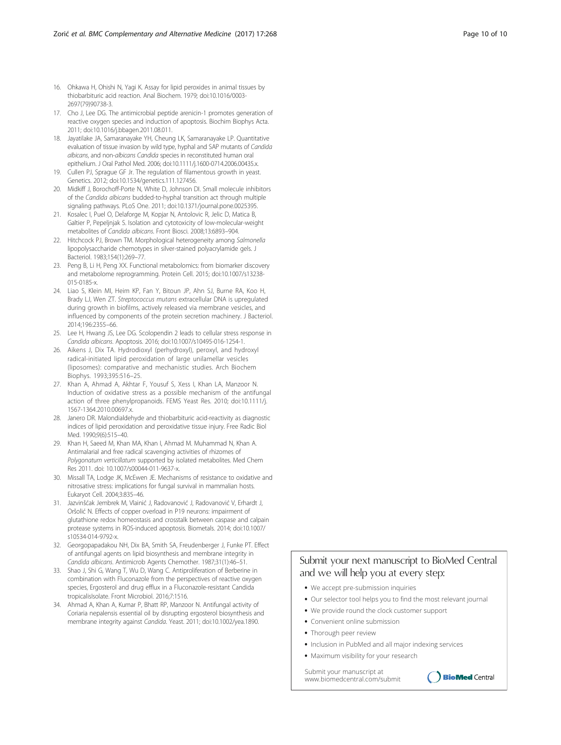16. Ohkawa H, Ohishi N, Yagi K. Assay for lipid peroxides in animal tissues by thiobarbituric acid reaction. Anal Biochem. 1979; doi:10.1016/0003-2697(79)90738-3.
17. Cho J, Lee DG. The antimicrobial peptide arenicin-1 promotes generation of reactive oxygen species and induction of apoptosis. Biochim Biophys Acta. 2011; doi:10.1016/j.bbagen.2011.08.011.
18. Jayatilake JA, Samaranayake YH, Cheung LK, Samaranayake LP. Quantitative evaluation of tissue invasion by wild type, hyphal and SAP mutants of *Candida albicans*, and non-*albicans Candida* species in reconstituted human oral epithelium. J Oral Pathol Med. 2006; doi:10.1111/j.1600-0714.2006.00435.x.
19. Cullen PJ, Sprague GF Jr. The regulation of filamentous growth in yeast. Genetics. 2012; doi:10.1534/genetics.111.127456.
20. Midkiff J, Borochoff-Porte N, White D, Johnson DI. Small molecule inhibitors of the *Candida albicans* budded-to-hyphal transition act through multiple signaling pathways. PLoS One. 2011; doi:10.1371/journal.pone.0025395.
21. Kosalec I, Puel O, Delaforge M, Kopjar N, Antolovic R, Jelic D, Matica B, Galtier P, Pepeljnjak S. Isolation and cytotoxicity of low-molecular-weight metabolites of *Candida albicans*. Front Biosci. 2008;13:6893–904.
22. Hitchcock PJ, Brown TM. Morphological heterogeneity among *Salmonella* lipopolysaccharide chemotypes in silver-stained polyacrylamide gels. J Bacteriol. 1983;154(1):269–77.
23. Peng B, Li H, Peng XX. Functional metabolomics: from biomarker discovery and metabolome reprogramming. Protein Cell. 2015; doi:10.1007/s13238-015-0185-x.
24. Liao S, Klein MI, Heim KP, Fan Y, Bitoun JP, Ahn SJ, Burne RA, Koo H, Brady LJ, Wen ZT. *Streptococcus mutans* extracellular DNA is upregulated during growth in biofilms, actively released via membrane vesicles, and influenced by components of the protein secretion machinery. J Bacteriol. 2014;196:2355–66.
25. Lee H, Hwang JS, Lee DG. Scolopendin 2 leads to cellular stress response in *Candida albicans*. Apoptosis. 2016; doi:10.1007/s10495-016-1254-1.
26. Aikens J, Dix TA. Hydrodioxyl (perhydroxyl), peroxyl, and hydroxyl radical-initiated lipid peroxidation of large unilamellar vesicles (liposomes): comparative and mechanistic studies. Arch Biochem Biophys. 1993;395:516–25.
27. Khan A, Ahmad A, Akhtar F, Yousuf S, Xess I, Khan LA, Manzoor N. Induction of oxidative stress as a possible mechanism of the antifungal action of three phenylpropanoids. FEMS Yeast Res. 2010; doi:10.1111/j.1567-1364.2010.00697.x.
28. Janero DR. Malondialdehyde and thiobarbituric acid-reactivity as diagnostic indices of lipid peroxidation and peroxidative tissue injury. Free Radic Biol Med. 1990;9(6):515–40.
29. Khan H, Saeed M, Khan MA, Khan I, Ahmad M. Muhammad N, Khan A. Antimalarial and free radical scavenging activities of rhizomes of *Polygonatum verticillatum* supported by isolated metabolites. Med Chem Res 2011. doi: 10.1007/s00044-011-9637-x.
30. Missall TA, Lodge JK, McEwen JE. Mechanisms of resistance to oxidative and nitrosative stress: implications for fungal survival in mammalian hosts. Eukaryot Cell. 2004;3:835–46.
31. Jazvinšćak Jembrek M, Vlainić J, Radovanović J, Radovanović V, Erhardt J, Oršolić N. Effects of copper overload in P19 neurons: impairment of glutathione redox homeostasis and crosstalk between caspase and calpain protease systems in ROS-induced apoptosis. Biometals. 2014; doi:10.1007/s10534-014-9792-x.
32. Georgopapadakou NH, Dix BA, Smith SA, Freudenberger J, Funke PT. Effect of antifungal agents on lipid biosynthesis and membrane integrity in *Candida albicans*. Antimicrob Agents Chemother. 1987;31(1):46–51.
33. Shao J, Shi G, Wang T, Wu D, Wang C. Antiproliferation of Berberine in combination with Fluconazole from the perspectives of reactive oxygen species, Ergosterol and drug efflux in a Fluconazole-resistant Candida tropicalisIsolate. Front Microbiol. 2016;7:1516.
34. Ahmad A, Khan A, Kumar P, Bhatt RP, Manzoor N. Antifungal activity of Coriaria nepalensis essential oil by disrupting ergosterol biosynthesis and membrane integrity against *Candida*. Yeast. 2011; doi:10.1002/yea.1890.

Submit your next manuscript to BioMed Central and we will help you at every step:

- We accept pre-submission inquiries
- Our selector tool helps you to find the most relevant journal
- We provide round the clock customer support
- Convenient online submission
- Thorough peer review
- Inclusion in PubMed and all major indexing services
- Maximum visibility for your research

Submit your manuscript at
www.biomedcentral.com/submit

BioMed Central